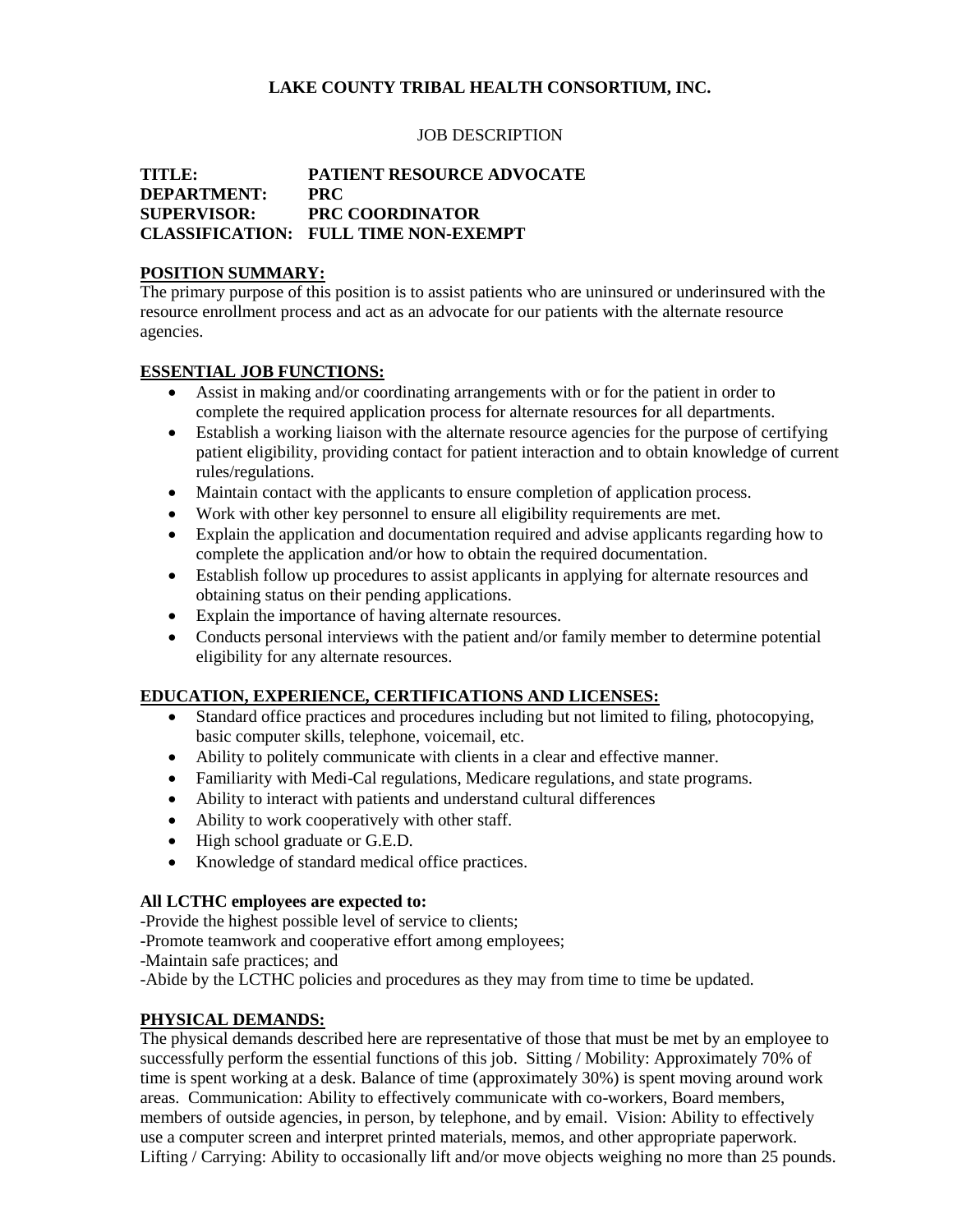**LAKE COUNTY TRIBAL HEALTH CONSORTIUM, INC.**

JOB DESCRIPTION

**TITLE:** PATIENT RESOURCE ADVOCATE
**DEPARTMENT:** PRC
**SUPERVISOR:** PRC COORDINATOR
**CLASSIFICATION:** FULL TIME NON-EXEMPT

## POSITION SUMMARY:

The primary purpose of this position is to assist patients who are uninsured or underinsured with the resource enrollment process and act as an advocate for our patients with the alternate resource agencies.

## ESSENTIAL JOB FUNCTIONS:

- Assist in making and/or coordinating arrangements with or for the patient in order to complete the required application process for alternate resources for all departments.
- Establish a working liaison with the alternate resource agencies for the purpose of certifying patient eligibility, providing contact for patient interaction and to obtain knowledge of current rules/regulations.
- Maintain contact with the applicants to ensure completion of application process.
- Work with other key personnel to ensure all eligibility requirements are met.
- Explain the application and documentation required and advise applicants regarding how to complete the application and/or how to obtain the required documentation.
- Establish follow up procedures to assist applicants in applying for alternate resources and obtaining status on their pending applications.
- Explain the importance of having alternate resources.
- Conducts personal interviews with the patient and/or family member to determine potential eligibility for any alternate resources.

## EDUCATION, EXPERIENCE, CERTIFICATIONS AND LICENSES:

- Standard office practices and procedures including but not limited to filing, photocopying, basic computer skills, telephone, voicemail, etc.
- Ability to politely communicate with clients in a clear and effective manner.
- Familiarity with Medi-Cal regulations, Medicare regulations, and state programs.
- Ability to interact with patients and understand cultural differences
- Ability to work cooperatively with other staff.
- High school graduate or G.E.D.
- Knowledge of standard medical office practices.

**All LCTHC employees are expected to:**

-Provide the highest possible level of service to clients;
-Promote teamwork and cooperative effort among employees;
-Maintain safe practices; and
-Abide by the LCTHC policies and procedures as they may from time to time be updated.

## PHYSICAL DEMANDS:

The physical demands described here are representative of those that must be met by an employee to successfully perform the essential functions of this job. Sitting / Mobility: Approximately 70% of time is spent working at a desk. Balance of time (approximately 30%) is spent moving around work areas. Communication: Ability to effectively communicate with co-workers, Board members, members of outside agencies, in person, by telephone, and by email. Vision: Ability to effectively use a computer screen and interpret printed materials, memos, and other appropriate paperwork. Lifting / Carrying: Ability to occasionally lift and/or move objects weighing no more than 25 pounds.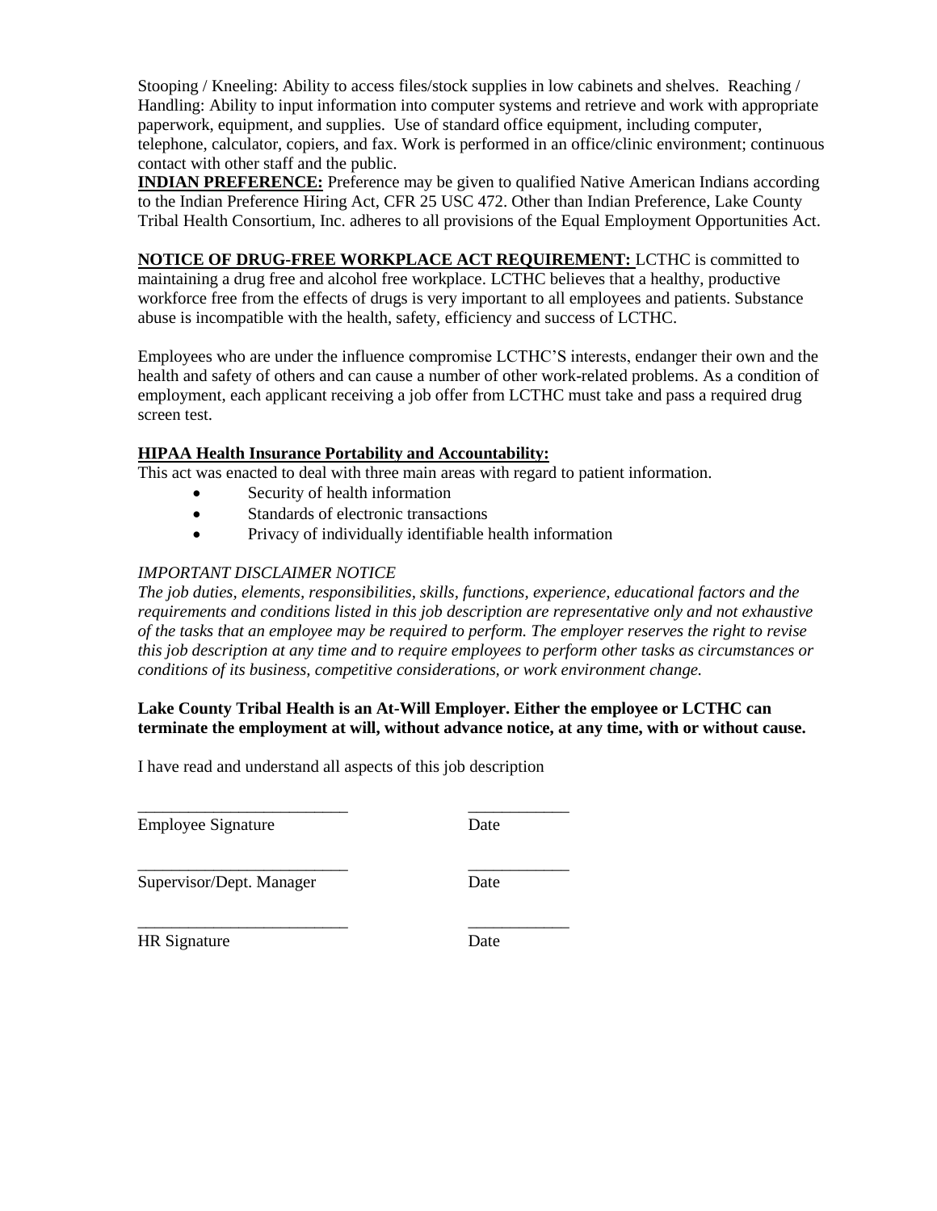Stooping / Kneeling: Ability to access files/stock supplies in low cabinets and shelves. Reaching / Handling: Ability to input information into computer systems and retrieve and work with appropriate paperwork, equipment, and supplies. Use of standard office equipment, including computer, telephone, calculator, copiers, and fax. Work is performed in an office/clinic environment; continuous contact with other staff and the public.

**INDIAN PREFERENCE:** Preference may be given to qualified Native American Indians according to the Indian Preference Hiring Act, CFR 25 USC 472. Other than Indian Preference, Lake County Tribal Health Consortium, Inc. adheres to all provisions of the Equal Employment Opportunities Act.

**NOTICE OF DRUG-FREE WORKPLACE ACT REQUIREMENT:** LCTHC is committed to maintaining a drug free and alcohol free workplace. LCTHC believes that a healthy, productive workforce free from the effects of drugs is very important to all employees and patients. Substance abuse is incompatible with the health, safety, efficiency and success of LCTHC.

Employees who are under the influence compromise LCTHC'S interests, endanger their own and the health and safety of others and can cause a number of other work-related problems. As a condition of employment, each applicant receiving a job offer from LCTHC must take and pass a required drug screen test.

**HIPAA Health Insurance Portability and Accountability:**

This act was enacted to deal with three main areas with regard to patient information.

- Security of health information
- Standards of electronic transactions
- Privacy of individually identifiable health information

*IMPORTANT DISCLAIMER NOTICE*

*The job duties, elements, responsibilities, skills, functions, experience, educational factors and the requirements and conditions listed in this job description are representative only and not exhaustive of the tasks that an employee may be required to perform. The employer reserves the right to revise this job description at any time and to require employees to perform other tasks as circumstances or conditions of its business, competitive considerations, or work environment change.*

**Lake County Tribal Health is an At-Will Employer. Either the employee or LCTHC can terminate the employment at will, without advance notice, at any time, with or without cause.**

I have read and understand all aspects of this job description

_________________________ ____________

Employee Signature Date

_________________________ ____________

Supervisor/Dept. Manager Date

_________________________ ____________

HR Signature Date